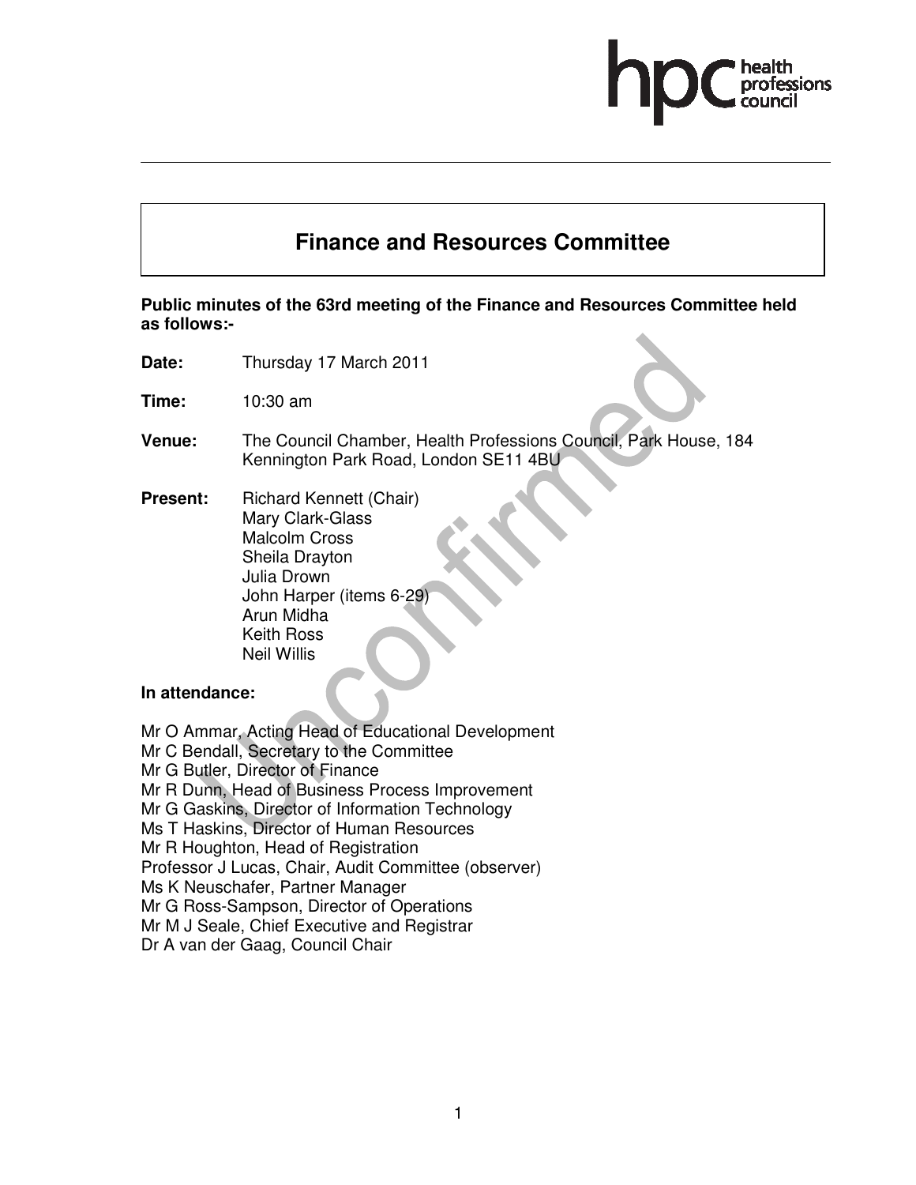# Finance and Resources Committee

**Public minutes of the 63rd meeting of the Finance and Resources Committee held as follows:-**

**Date:** Thursday 17 March 2011

**Time:** 10:30 am

**Venue:** The Council Chamber, Health Professions Council, Park House, 184 Kennington Park Road, London SE11 4BU

**Present:** Richard Kennett (Chair)
Mary Clark-Glass
Malcolm Cross
Sheila Drayton
Julia Drown
John Harper (items 6-29)
Arun Midha
Keith Ross
Neil Willis

**In attendance:**

Mr O Ammar, Acting Head of Educational Development
Mr C Bendall, Secretary to the Committee
Mr G Butler, Director of Finance
Mr R Dunn, Head of Business Process Improvement
Mr G Gaskins, Director of Information Technology
Ms T Haskins, Director of Human Resources
Mr R Houghton, Head of Registration
Professor J Lucas, Chair, Audit Committee (observer)
Ms K Neuschafer, Partner Manager
Mr G Ross-Sampson, Director of Operations
Mr M J Seale, Chief Executive and Registrar
Dr A van der Gaag, Council Chair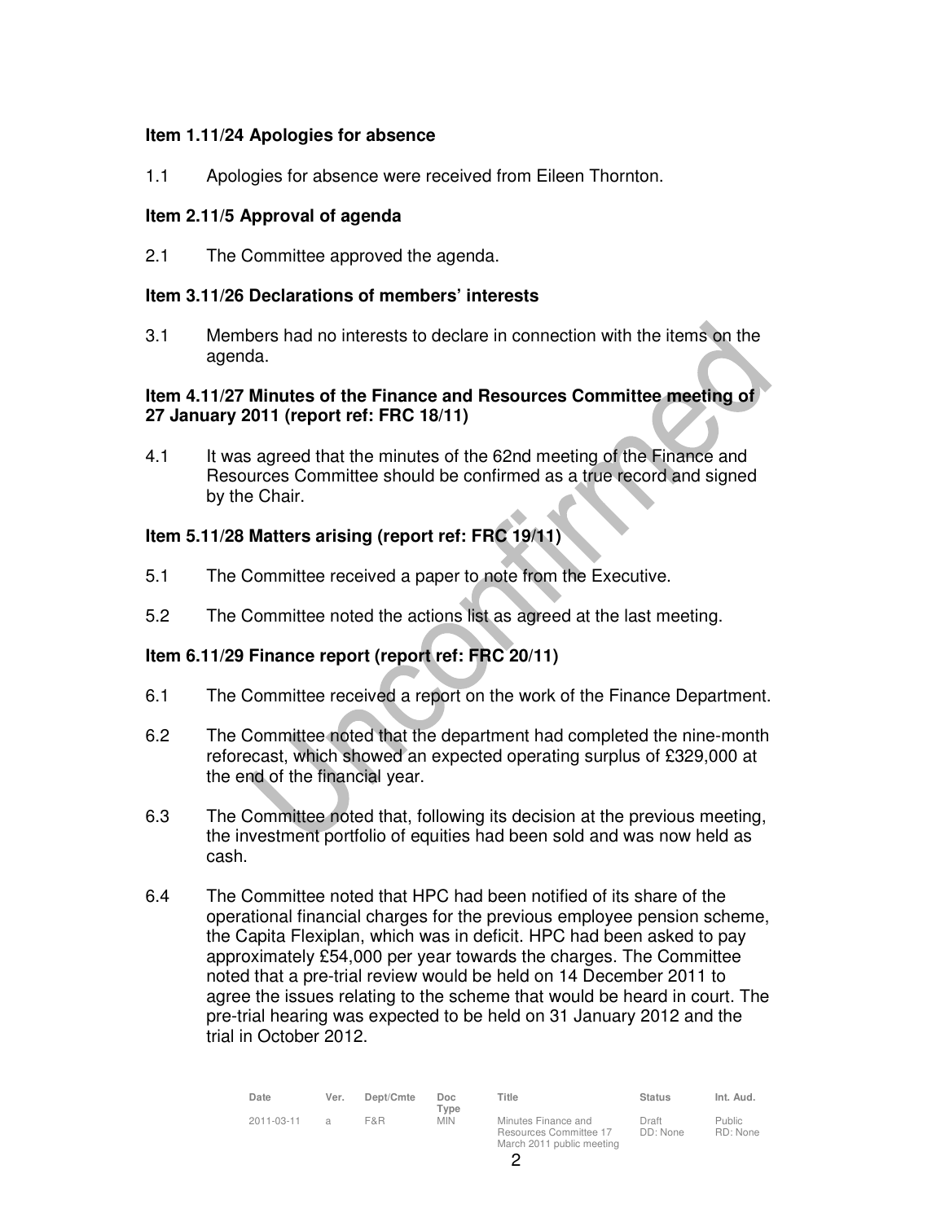**Item 1.11/24 Apologies for absence**

1.1 Apologies for absence were received from Eileen Thornton.

**Item 2.11/5 Approval of agenda**

2.1 The Committee approved the agenda.

**Item 3.11/26 Declarations of members' interests**

3.1 Members had no interests to declare in connection with the items on the agenda.

**Item 4.11/27 Minutes of the Finance and Resources Committee meeting of 27 January 2011 (report ref: FRC 18/11)**

4.1 It was agreed that the minutes of the 62nd meeting of the Finance and Resources Committee should be confirmed as a true record and signed by the Chair.

**Item 5.11/28 Matters arising (report ref: FRC 19/11)**

5.1 The Committee received a paper to note from the Executive.

5.2 The Committee noted the actions list as agreed at the last meeting.

**Item 6.11/29 Finance report (report ref: FRC 20/11)**

6.1 The Committee received a report on the work of the Finance Department.

6.2 The Committee noted that the department had completed the nine-month reforecast, which showed an expected operating surplus of £329,000 at the end of the financial year.

6.3 The Committee noted that, following its decision at the previous meeting, the investment portfolio of equities had been sold and was now held as cash.

6.4 The Committee noted that HPC had been notified of its share of the operational financial charges for the previous employee pension scheme, the Capita Flexiplan, which was in deficit. HPC had been asked to pay approximately £54,000 per year towards the charges. The Committee noted that a pre-trial review would be held on 14 December 2011 to agree the issues relating to the scheme that would be heard in court. The pre-trial hearing was expected to be held on 31 January 2012 and the trial in October 2012.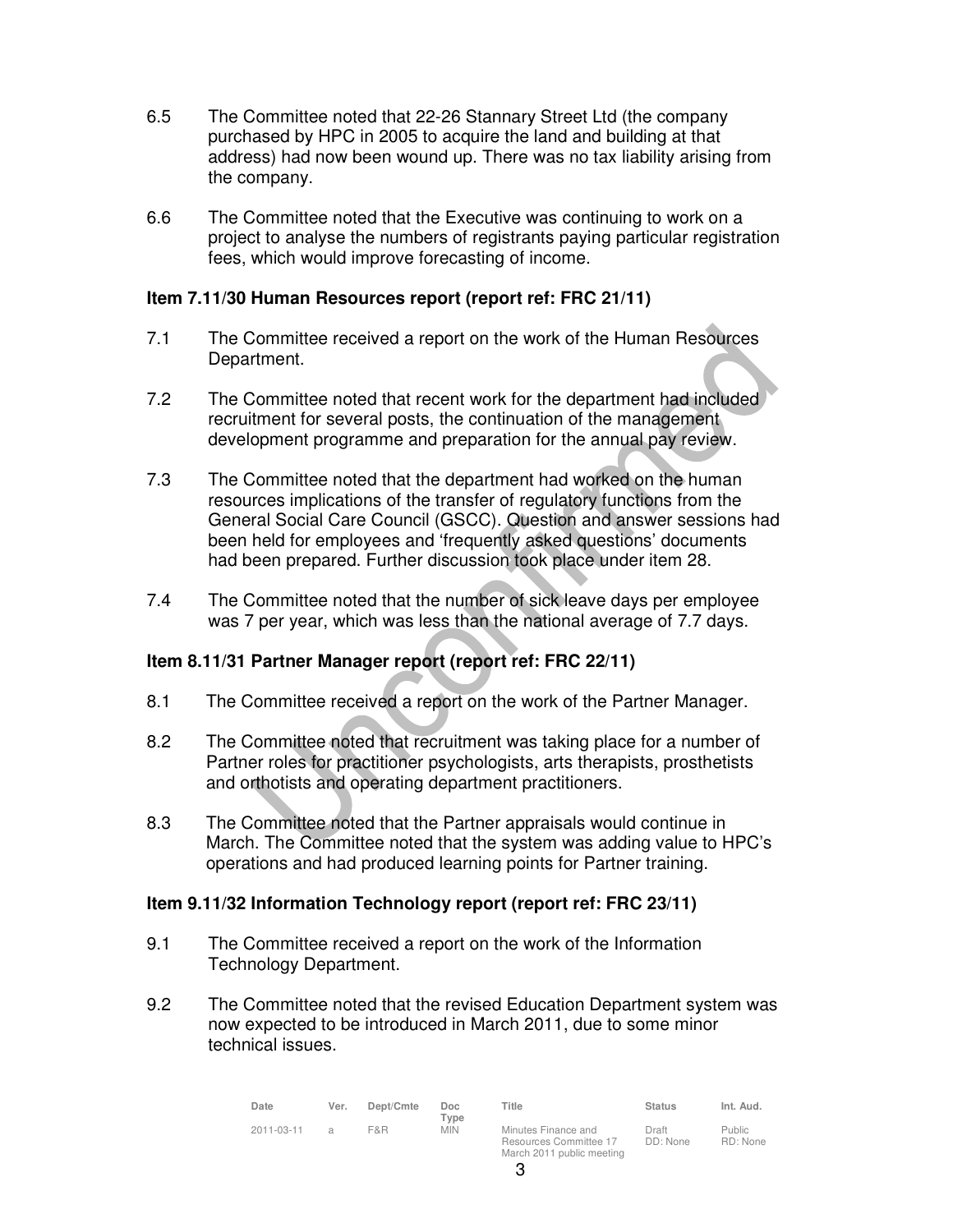6.5 The Committee noted that 22-26 Stannary Street Ltd (the company purchased by HPC in 2005 to acquire the land and building at that address) had now been wound up. There was no tax liability arising from the company.

6.6 The Committee noted that the Executive was continuing to work on a project to analyse the numbers of registrants paying particular registration fees, which would improve forecasting of income.

**Item 7.11/30 Human Resources report (report ref: FRC 21/11)**

7.1 The Committee received a report on the work of the Human Resources Department.

7.2 The Committee noted that recent work for the department had included recruitment for several posts, the continuation of the management development programme and preparation for the annual pay review.

7.3 The Committee noted that the department had worked on the human resources implications of the transfer of regulatory functions from the General Social Care Council (GSCC). Question and answer sessions had been held for employees and 'frequently asked questions' documents had been prepared. Further discussion took place under item 28.

7.4 The Committee noted that the number of sick leave days per employee was 7 per year, which was less than the national average of 7.7 days.

**Item 8.11/31 Partner Manager report (report ref: FRC 22/11)**

8.1 The Committee received a report on the work of the Partner Manager.

8.2 The Committee noted that recruitment was taking place for a number of Partner roles for practitioner psychologists, arts therapists, prosthetists and orthotists and operating department practitioners.

8.3 The Committee noted that the Partner appraisals would continue in March. The Committee noted that the system was adding value to HPC's operations and had produced learning points for Partner training.

**Item 9.11/32 Information Technology report (report ref: FRC 23/11)**

9.1 The Committee received a report on the work of the Information Technology Department.

9.2 The Committee noted that the revised Education Department system was now expected to be introduced in March 2011, due to some minor technical issues.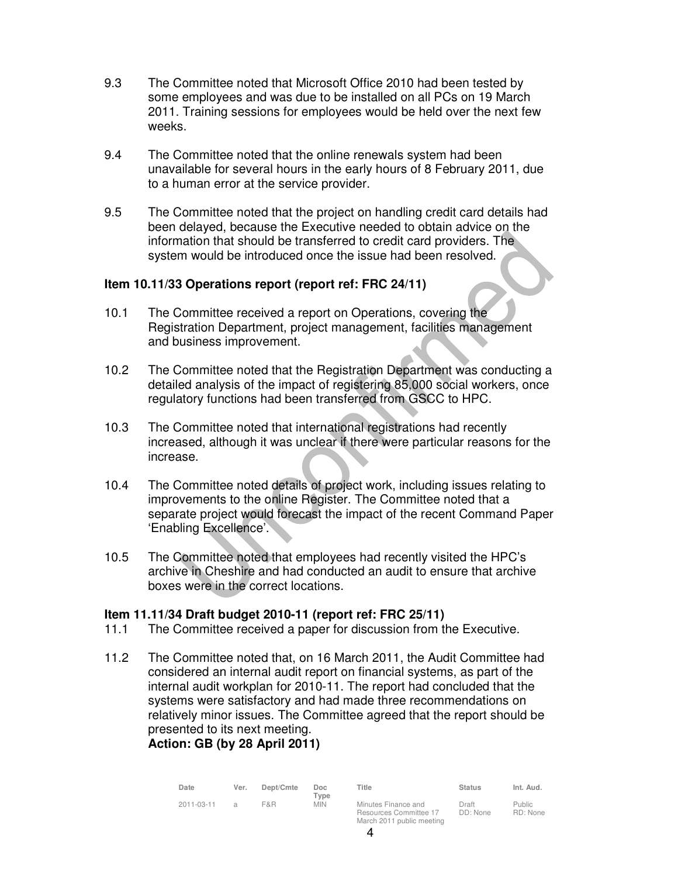9.3 The Committee noted that Microsoft Office 2010 had been tested by some employees and was due to be installed on all PCs on 19 March 2011. Training sessions for employees would be held over the next few weeks.

9.4 The Committee noted that the online renewals system had been unavailable for several hours in the early hours of 8 February 2011, due to a human error at the service provider.

9.5 The Committee noted that the project on handling credit card details had been delayed, because the Executive needed to obtain advice on the information that should be transferred to credit card providers. The system would be introduced once the issue had been resolved.

**Item 10.11/33 Operations report (report ref: FRC 24/11)**

10.1 The Committee received a report on Operations, covering the Registration Department, project management, facilities management and business improvement.

10.2 The Committee noted that the Registration Department was conducting a detailed analysis of the impact of registering 85,000 social workers, once regulatory functions had been transferred from GSCC to HPC.

10.3 The Committee noted that international registrations had recently increased, although it was unclear if there were particular reasons for the increase.

10.4 The Committee noted details of project work, including issues relating to improvements to the online Register. The Committee noted that a separate project would forecast the impact of the recent Command Paper 'Enabling Excellence'.

10.5 The Committee noted that employees had recently visited the HPC's archive in Cheshire and had conducted an audit to ensure that archive boxes were in the correct locations.

**Item 11.11/34 Draft budget 2010-11 (report ref: FRC 25/11)**

11.1 The Committee received a paper for discussion from the Executive.

11.2 The Committee noted that, on 16 March 2011, the Audit Committee had considered an internal audit report on financial systems, as part of the internal audit workplan for 2010-11. The report had concluded that the systems were satisfactory and had made three recommendations on relatively minor issues. The Committee agreed that the report should be presented to its next meeting.
**Action: GB (by 28 April 2011)**

| Date | Ver. | Dept/Cmte | Doc Type | Title | Status | Int. Aud. |
|---|---|---|---|---|---|---|
| 2011-03-11 | a | F&R | MIN | Minutes Finance and Resources Committee 17 March 2011 public meeting | Draft DD: None | Public RD: None |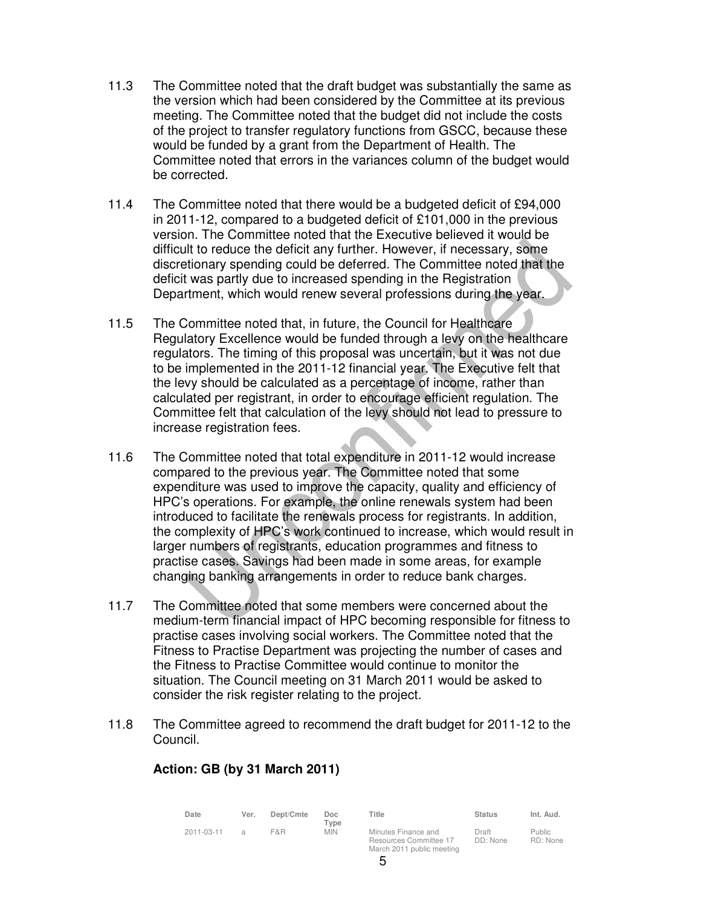11.3 The Committee noted that the draft budget was substantially the same as the version which had been considered by the Committee at its previous meeting. The Committee noted that the budget did not include the costs of the project to transfer regulatory functions from GSCC, because these would be funded by a grant from the Department of Health. The Committee noted that errors in the variances column of the budget would be corrected.

11.4 The Committee noted that there would be a budgeted deficit of £94,000 in 2011-12, compared to a budgeted deficit of £101,000 in the previous version. The Committee noted that the Executive believed it would be difficult to reduce the deficit any further. However, if necessary, some discretionary spending could be deferred. The Committee noted that the deficit was partly due to increased spending in the Registration Department, which would renew several professions during the year.

11.5 The Committee noted that, in future, the Council for Healthcare Regulatory Excellence would be funded through a levy on the healthcare regulators. The timing of this proposal was uncertain, but it was not due to be implemented in the 2011-12 financial year. The Executive felt that the levy should be calculated as a percentage of income, rather than calculated per registrant, in order to encourage efficient regulation. The Committee felt that calculation of the levy should not lead to pressure to increase registration fees.

11.6 The Committee noted that total expenditure in 2011-12 would increase compared to the previous year. The Committee noted that some expenditure was used to improve the capacity, quality and efficiency of HPC's operations. For example, the online renewals system had been introduced to facilitate the renewals process for registrants. In addition, the complexity of HPC's work continued to increase, which would result in larger numbers of registrants, education programmes and fitness to practise cases. Savings had been made in some areas, for example changing banking arrangements in order to reduce bank charges.

11.7 The Committee noted that some members were concerned about the medium-term financial impact of HPC becoming responsible for fitness to practise cases involving social workers. The Committee noted that the Fitness to Practise Department was projecting the number of cases and the Fitness to Practise Committee would continue to monitor the situation. The Council meeting on 31 March 2011 would be asked to consider the risk register relating to the project.

11.8 The Committee agreed to recommend the draft budget for 2011-12 to the Council.

**Action: GB (by 31 March 2011)**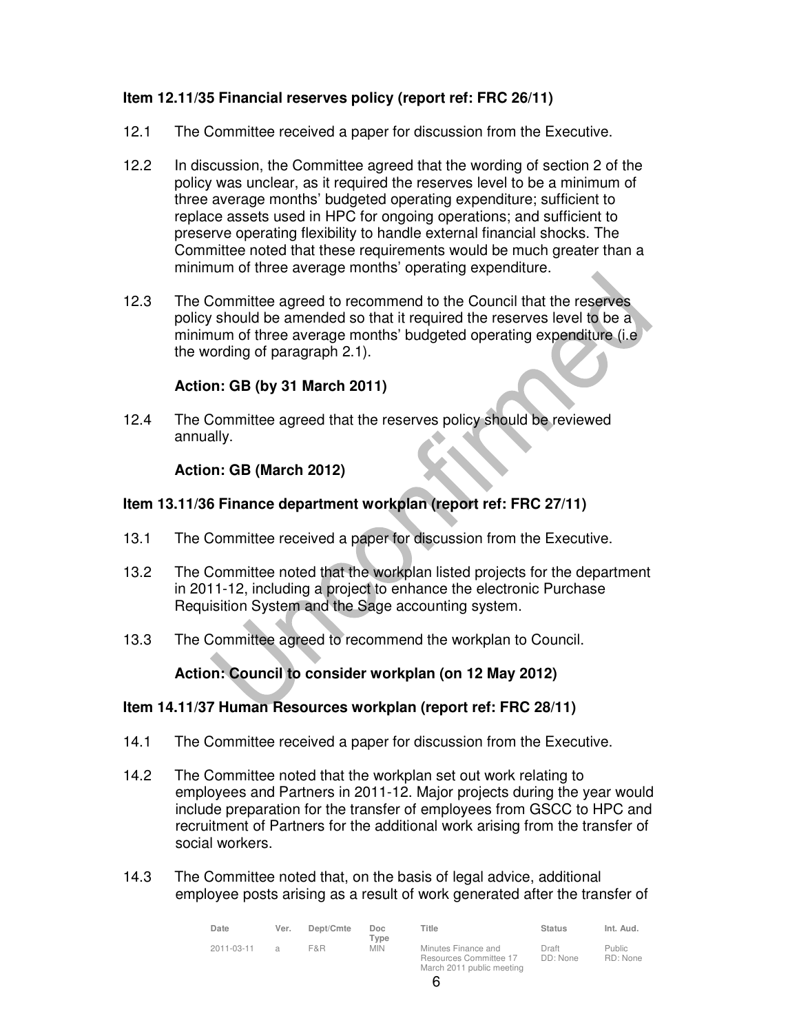**Item 12.11/35 Financial reserves policy (report ref: FRC 26/11)**

12.1 The Committee received a paper for discussion from the Executive.

12.2 In discussion, the Committee agreed that the wording of section 2 of the policy was unclear, as it required the reserves level to be a minimum of three average months' budgeted operating expenditure; sufficient to replace assets used in HPC for ongoing operations; and sufficient to preserve operating flexibility to handle external financial shocks. The Committee noted that these requirements would be much greater than a minimum of three average months' operating expenditure.

12.3 The Committee agreed to recommend to the Council that the reserves policy should be amended so that it required the reserves level to be a minimum of three average months' budgeted operating expenditure (i.e the wording of paragraph 2.1).

**Action: GB (by 31 March 2011)**

12.4 The Committee agreed that the reserves policy should be reviewed annually.

**Action: GB (March 2012)**

**Item 13.11/36 Finance department workplan (report ref: FRC 27/11)**

13.1 The Committee received a paper for discussion from the Executive.

13.2 The Committee noted that the workplan listed projects for the department in 2011-12, including a project to enhance the electronic Purchase Requisition System and the Sage accounting system.

13.3 The Committee agreed to recommend the workplan to Council.

**Action: Council to consider workplan (on 12 May 2012)**

**Item 14.11/37 Human Resources workplan (report ref: FRC 28/11)**

14.1 The Committee received a paper for discussion from the Executive.

14.2 The Committee noted that the workplan set out work relating to employees and Partners in 2011-12. Major projects during the year would include preparation for the transfer of employees from GSCC to HPC and recruitment of Partners for the additional work arising from the transfer of social workers.

14.3 The Committee noted that, on the basis of legal advice, additional employee posts arising as a result of work generated after the transfer of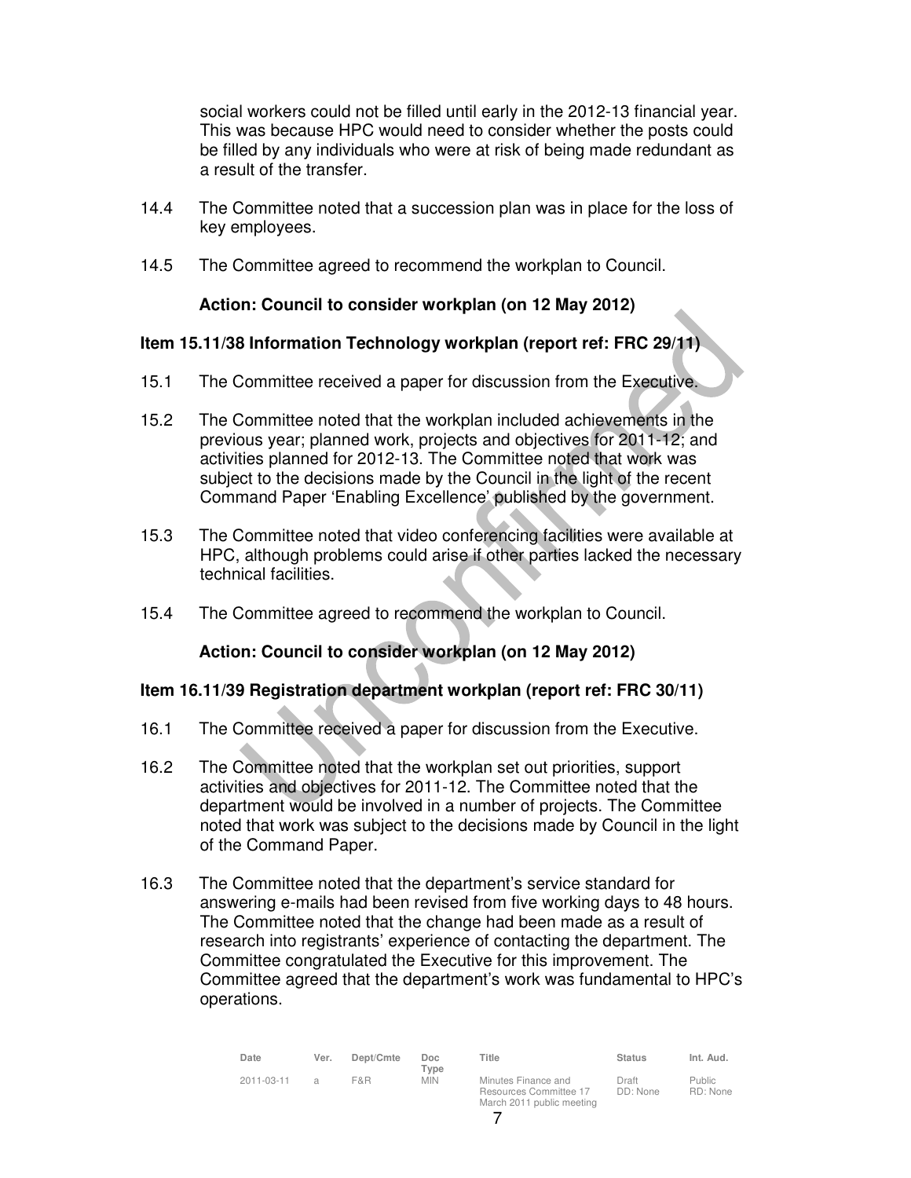social workers could not be filled until early in the 2012-13 financial year. This was because HPC would need to consider whether the posts could be filled by any individuals who were at risk of being made redundant as a result of the transfer.

14.4 The Committee noted that a succession plan was in place for the loss of key employees.

14.5 The Committee agreed to recommend the workplan to Council.

**Action: Council to consider workplan (on 12 May 2012)**

**Item 15.11/38 Information Technology workplan (report ref: FRC 29/11)**

15.1 The Committee received a paper for discussion from the Executive.

15.2 The Committee noted that the workplan included achievements in the previous year; planned work, projects and objectives for 2011-12; and activities planned for 2012-13. The Committee noted that work was subject to the decisions made by the Council in the light of the recent Command Paper 'Enabling Excellence' published by the government.

15.3 The Committee noted that video conferencing facilities were available at HPC, although problems could arise if other parties lacked the necessary technical facilities.

15.4 The Committee agreed to recommend the workplan to Council.

**Action: Council to consider workplan (on 12 May 2012)**

**Item 16.11/39 Registration department workplan (report ref: FRC 30/11)**

16.1 The Committee received a paper for discussion from the Executive.

16.2 The Committee noted that the workplan set out priorities, support activities and objectives for 2011-12. The Committee noted that the department would be involved in a number of projects. The Committee noted that work was subject to the decisions made by Council in the light of the Command Paper.

16.3 The Committee noted that the department's service standard for answering e-mails had been revised from five working days to 48 hours. The Committee noted that the change had been made as a result of research into registrants' experience of contacting the department. The Committee congratulated the Executive for this improvement. The Committee agreed that the department's work was fundamental to HPC's operations.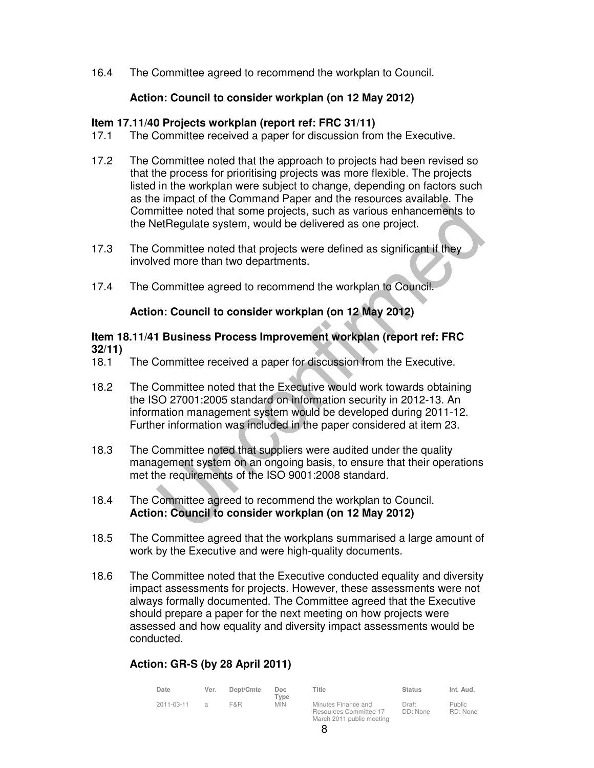16.4 The Committee agreed to recommend the workplan to Council.

**Action: Council to consider workplan (on 12 May 2012)**

**Item 17.11/40 Projects workplan (report ref: FRC 31/11)**

17.1 The Committee received a paper for discussion from the Executive.

17.2 The Committee noted that the approach to projects had been revised so that the process for prioritising projects was more flexible. The projects listed in the workplan were subject to change, depending on factors such as the impact of the Command Paper and the resources available. The Committee noted that some projects, such as various enhancements to the NetRegulate system, would be delivered as one project.

17.3 The Committee noted that projects were defined as significant if they involved more than two departments.

17.4 The Committee agreed to recommend the workplan to Council.

**Action: Council to consider workplan (on 12 May 2012)**

**Item 18.11/41 Business Process Improvement workplan (report ref: FRC 32/11)**

18.1 The Committee received a paper for discussion from the Executive.

18.2 The Committee noted that the Executive would work towards obtaining the ISO 27001:2005 standard on information security in 2012-13. An information management system would be developed during 2011-12. Further information was included in the paper considered at item 23.

18.3 The Committee noted that suppliers were audited under the quality management system on an ongoing basis, to ensure that their operations met the requirements of the ISO 9001:2008 standard.

18.4 The Committee agreed to recommend the workplan to Council.
**Action: Council to consider workplan (on 12 May 2012)**

18.5 The Committee agreed that the workplans summarised a large amount of work by the Executive and were high-quality documents.

18.6 The Committee noted that the Executive conducted equality and diversity impact assessments for projects. However, these assessments were not always formally documented. The Committee agreed that the Executive should prepare a paper for the next meeting on how projects were assessed and how equality and diversity impact assessments would be conducted.

**Action: GR-S (by 28 April 2011)**

| Date | Ver. | Dept/Cmte | Doc Type | Title | Status | Int. Aud. |
|---|---|---|---|---|---|---|
| 2011-03-11 | a | F&R | MIN | Minutes Finance and Resources Committee 17 March 2011 public meeting | Draft DD: None | Public RD: None |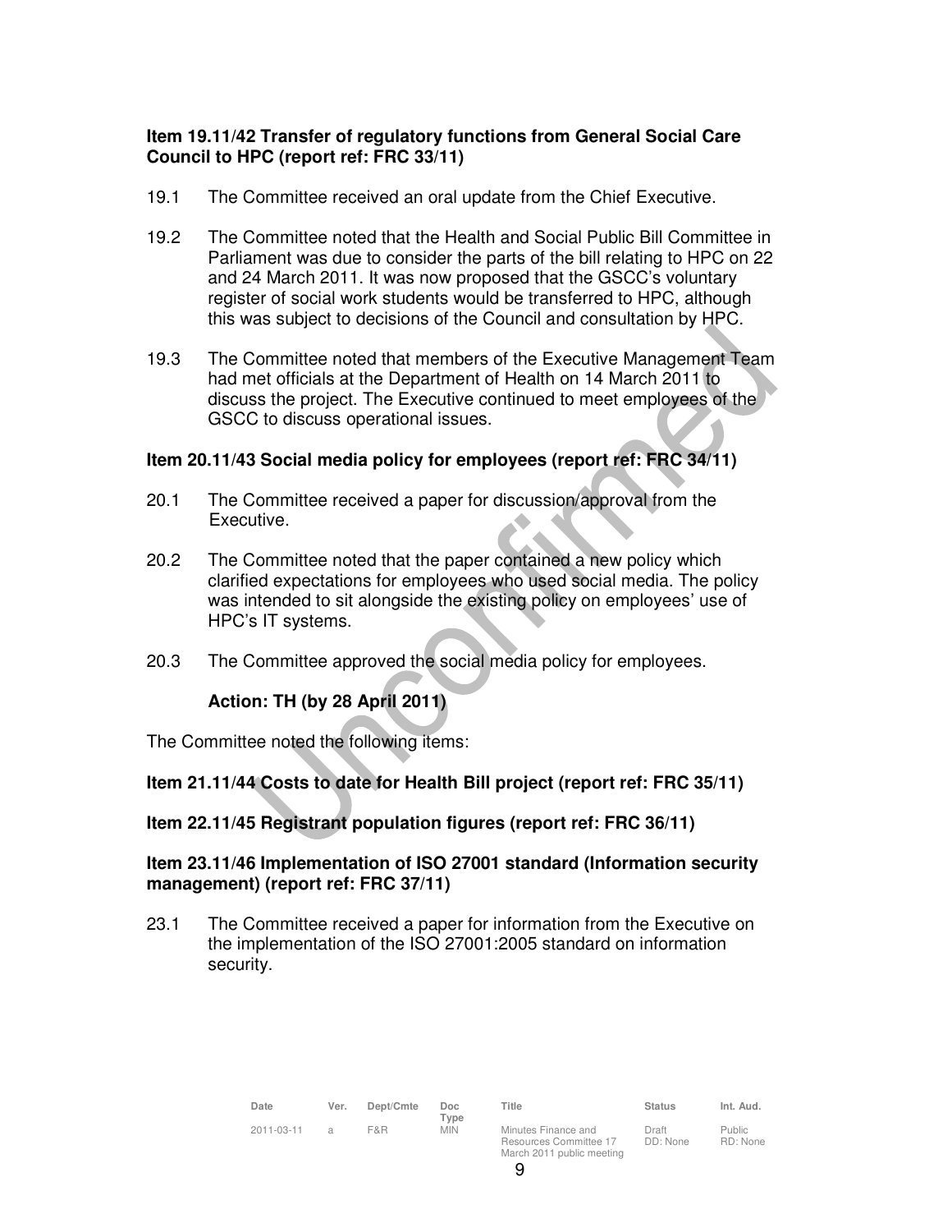**Item 19.11/42 Transfer of regulatory functions from General Social Care Council to HPC (report ref: FRC 33/11)**

19.1 The Committee received an oral update from the Chief Executive.

19.2 The Committee noted that the Health and Social Public Bill Committee in Parliament was due to consider the parts of the bill relating to HPC on 22 and 24 March 2011. It was now proposed that the GSCC's voluntary register of social work students would be transferred to HPC, although this was subject to decisions of the Council and consultation by HPC.

19.3 The Committee noted that members of the Executive Management Team had met officials at the Department of Health on 14 March 2011 to discuss the project. The Executive continued to meet employees of the GSCC to discuss operational issues.

**Item 20.11/43 Social media policy for employees (report ref: FRC 34/11)**

20.1 The Committee received a paper for discussion/approval from the Executive.

20.2 The Committee noted that the paper contained a new policy which clarified expectations for employees who used social media. The policy was intended to sit alongside the existing policy on employees' use of HPC's IT systems.

20.3 The Committee approved the social media policy for employees.

**Action: TH (by 28 April 2011)**

The Committee noted the following items:

**Item 21.11/44 Costs to date for Health Bill project (report ref: FRC 35/11)**

**Item 22.11/45 Registrant population figures (report ref: FRC 36/11)**

**Item 23.11/46 Implementation of ISO 27001 standard (Information security management) (report ref: FRC 37/11)**

23.1 The Committee received a paper for information from the Executive on the implementation of the ISO 27001:2005 standard on information security.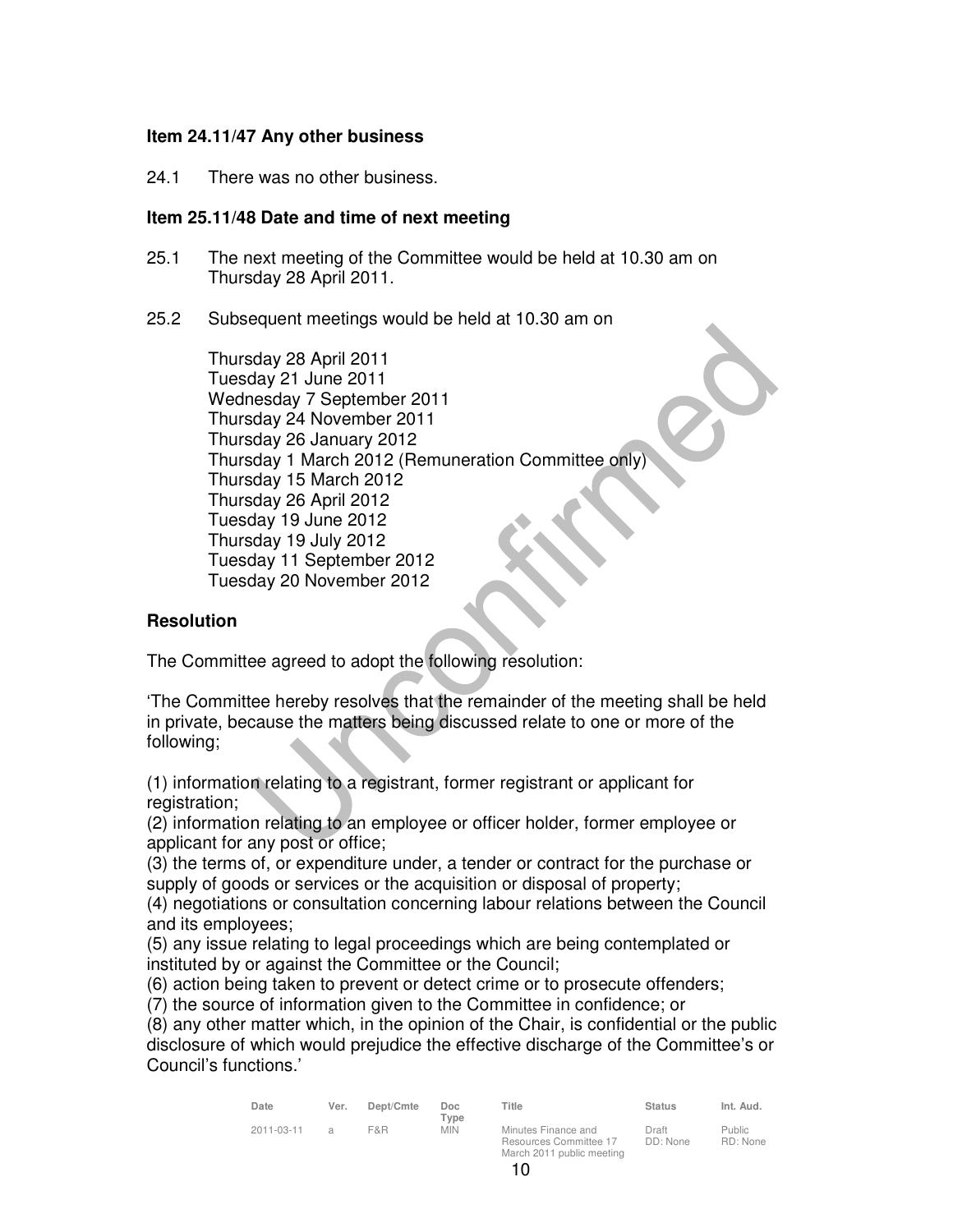**Item 24.11/47 Any other business**

24.1 There was no other business.

**Item 25.11/48 Date and time of next meeting**

25.1 The next meeting of the Committee would be held at 10.30 am on Thursday 28 April 2011.

25.2 Subsequent meetings would be held at 10.30 am on

Thursday 28 April 2011
Tuesday 21 June 2011
Wednesday 7 September 2011
Thursday 24 November 2011
Thursday 26 January 2012
Thursday 1 March 2012 (Remuneration Committee only)
Thursday 15 March 2012
Thursday 26 April 2012
Tuesday 19 June 2012
Thursday 19 July 2012
Tuesday 11 September 2012
Tuesday 20 November 2012

**Resolution**

The Committee agreed to adopt the following resolution:

'The Committee hereby resolves that the remainder of the meeting shall be held in private, because the matters being discussed relate to one or more of the following;

(1) information relating to a registrant, former registrant or applicant for registration;
(2) information relating to an employee or officer holder, former employee or applicant for any post or office;
(3) the terms of, or expenditure under, a tender or contract for the purchase or supply of goods or services or the acquisition or disposal of property;
(4) negotiations or consultation concerning labour relations between the Council and its employees;
(5) any issue relating to legal proceedings which are being contemplated or instituted by or against the Committee or the Council;
(6) action being taken to prevent or detect crime or to prosecute offenders;
(7) the source of information given to the Committee in confidence; or
(8) any other matter which, in the opinion of the Chair, is confidential or the public disclosure of which would prejudice the effective discharge of the Committee's or Council's functions.'

| Date | Ver. | Dept/Cmte | Doc Type | Title | Status | Int. Aud. |
|---|---|---|---|---|---|---|
| 2011-03-11 | a | F&R | MIN | Minutes Finance and Resources Committee 17 March 2011 public meeting | Draft DD: None | Public RD: None |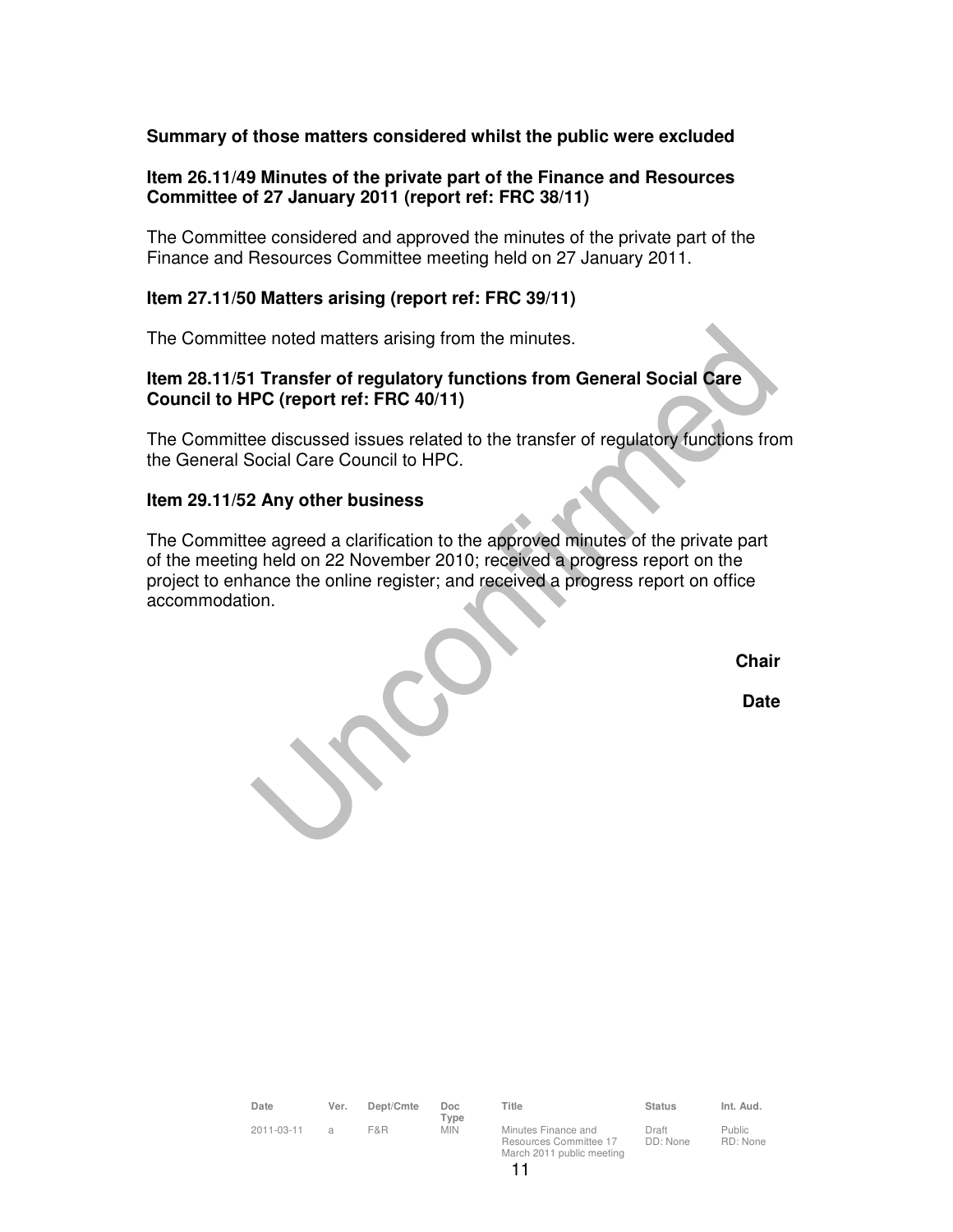**Summary of those matters considered whilst the public were excluded**

**Item 26.11/49 Minutes of the private part of the Finance and Resources Committee of 27 January 2011 (report ref: FRC 38/11)**

The Committee considered and approved the minutes of the private part of the Finance and Resources Committee meeting held on 27 January 2011.

**Item 27.11/50 Matters arising (report ref: FRC 39/11)**

The Committee noted matters arising from the minutes.

**Item 28.11/51 Transfer of regulatory functions from General Social Care Council to HPC (report ref: FRC 40/11)**

The Committee discussed issues related to the transfer of regulatory functions from the General Social Care Council to HPC.

**Item 29.11/52 Any other business**

The Committee agreed a clarification to the approved minutes of the private part of the meeting held on 22 November 2010; received a progress report on the project to enhance the online register; and received a progress report on office accommodation.

**Chair**

**Date**